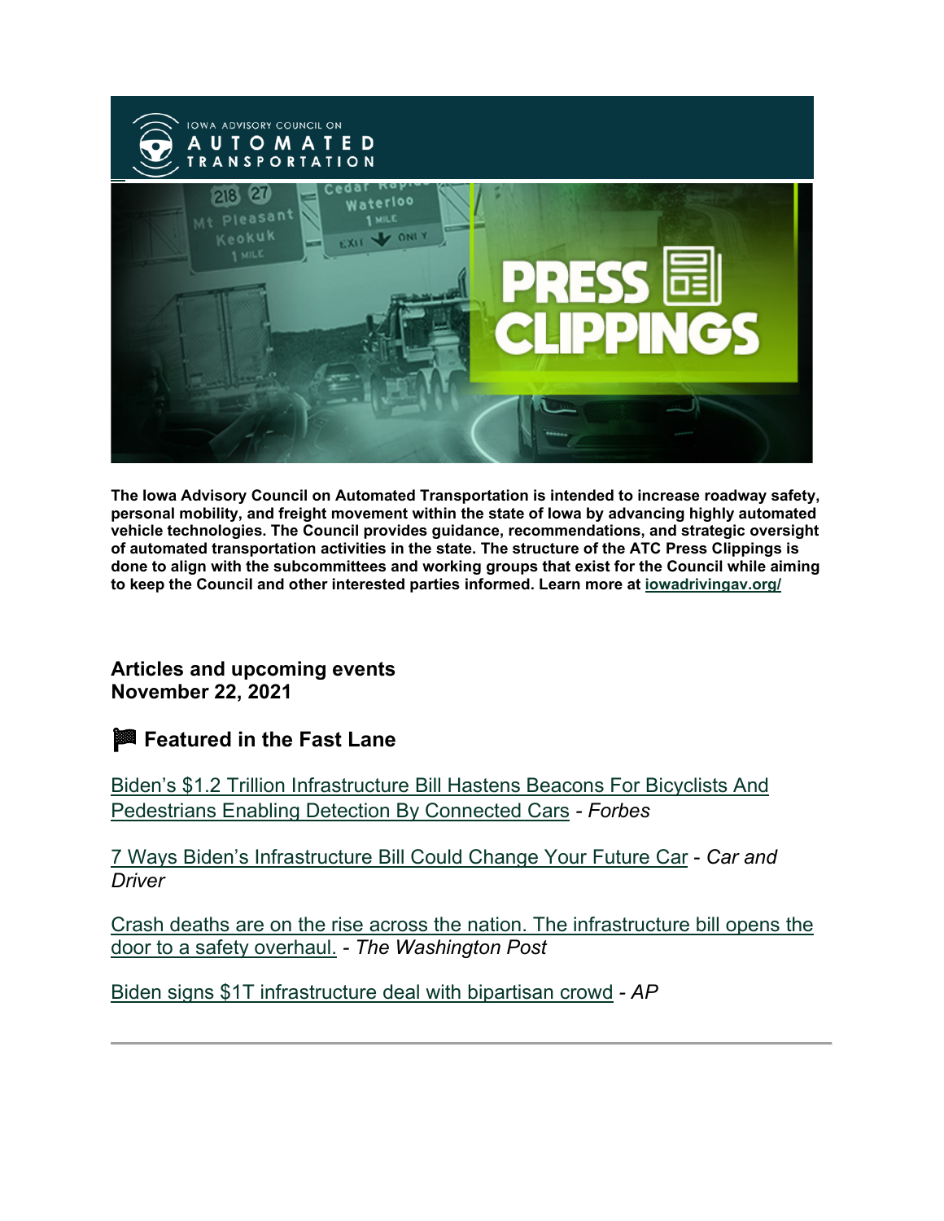The Iowa Advisory Council on Automated Transportation is intended to increase roadway safety, personal mobility, and freight movement within the state of Iowa by advancing highly automated vehicle technologies. The Council provides guidance, recommendations, and strategic oversight of automated transportation activities in the state. The structure of the ATC Press Clippings is done to align with the subcommittees and working groups that exist for the Council while aiming to keep the Council and other interested parties informed. Learn more at iowadrivingav.org/

**Articles and upcoming events**
**November 22, 2021**

## 🏁 Featured in the Fast Lane

Biden's $1.2 Trillion Infrastructure Bill Hastens Beacons For Bicyclists And Pedestrians Enabling Detection By Connected Cars - *Forbes*

7 Ways Biden's Infrastructure Bill Could Change Your Future Car - *Car and Driver*

Crash deaths are on the rise across the nation. The infrastructure bill opens the door to a safety overhaul. - *The Washington Post*

Biden signs $1T infrastructure deal with bipartisan crowd - *AP*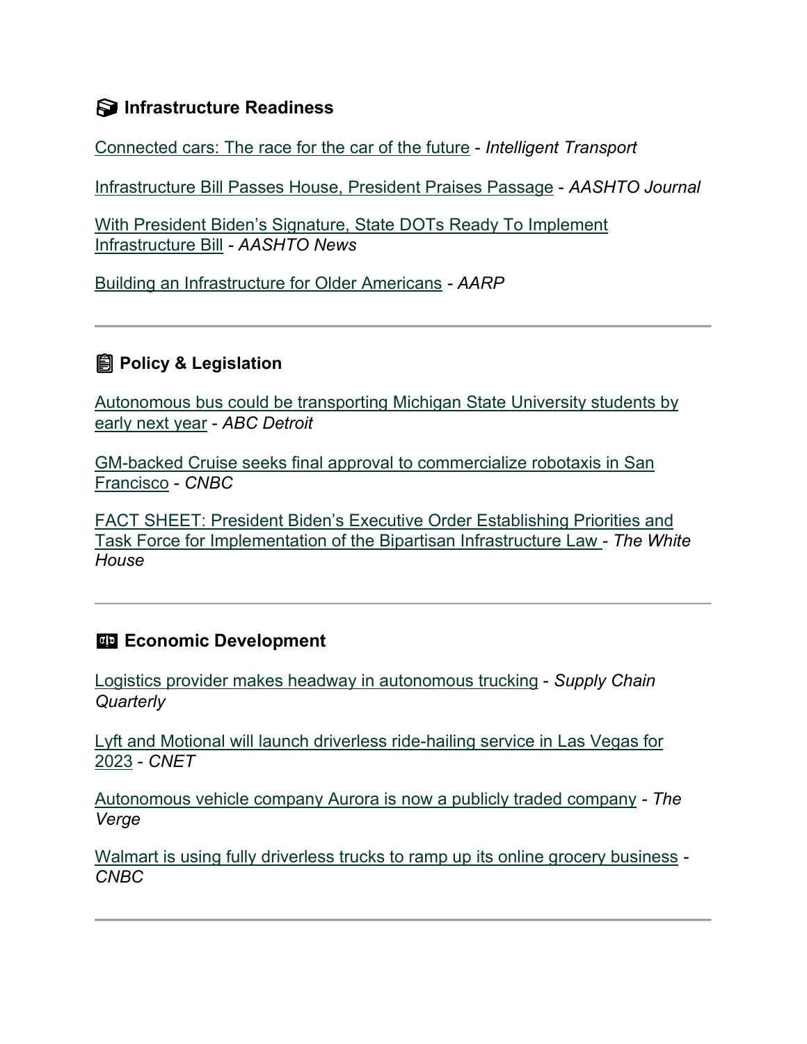## 📦 Infrastructure Readiness

Connected cars: The race for the car of the future - *Intelligent Transport*

Infrastructure Bill Passes House, President Praises Passage - *AASHTO Journal*

With President Biden's Signature, State DOTs Ready To Implement Infrastructure Bill - *AASHTO News*

Building an Infrastructure for Older Americans - *AARP*

---

## 📋 Policy & Legislation

Autonomous bus could be transporting Michigan State University students by early next year - *ABC Detroit*

GM-backed Cruise seeks final approval to commercialize robotaxis in San Francisco - *CNBC*

FACT SHEET: President Biden's Executive Order Establishing Priorities and Task Force for Implementation of the Bipartisan Infrastructure Law - *The White House*

---

## 💱 Economic Development

Logistics provider makes headway in autonomous trucking - *Supply Chain Quarterly*

Lyft and Motional will launch driverless ride-hailing service in Las Vegas for 2023 - *CNET*

Autonomous vehicle company Aurora is now a publicly traded company - *The Verge*

Walmart is using fully driverless trucks to ramp up its online grocery business - *CNBC*

---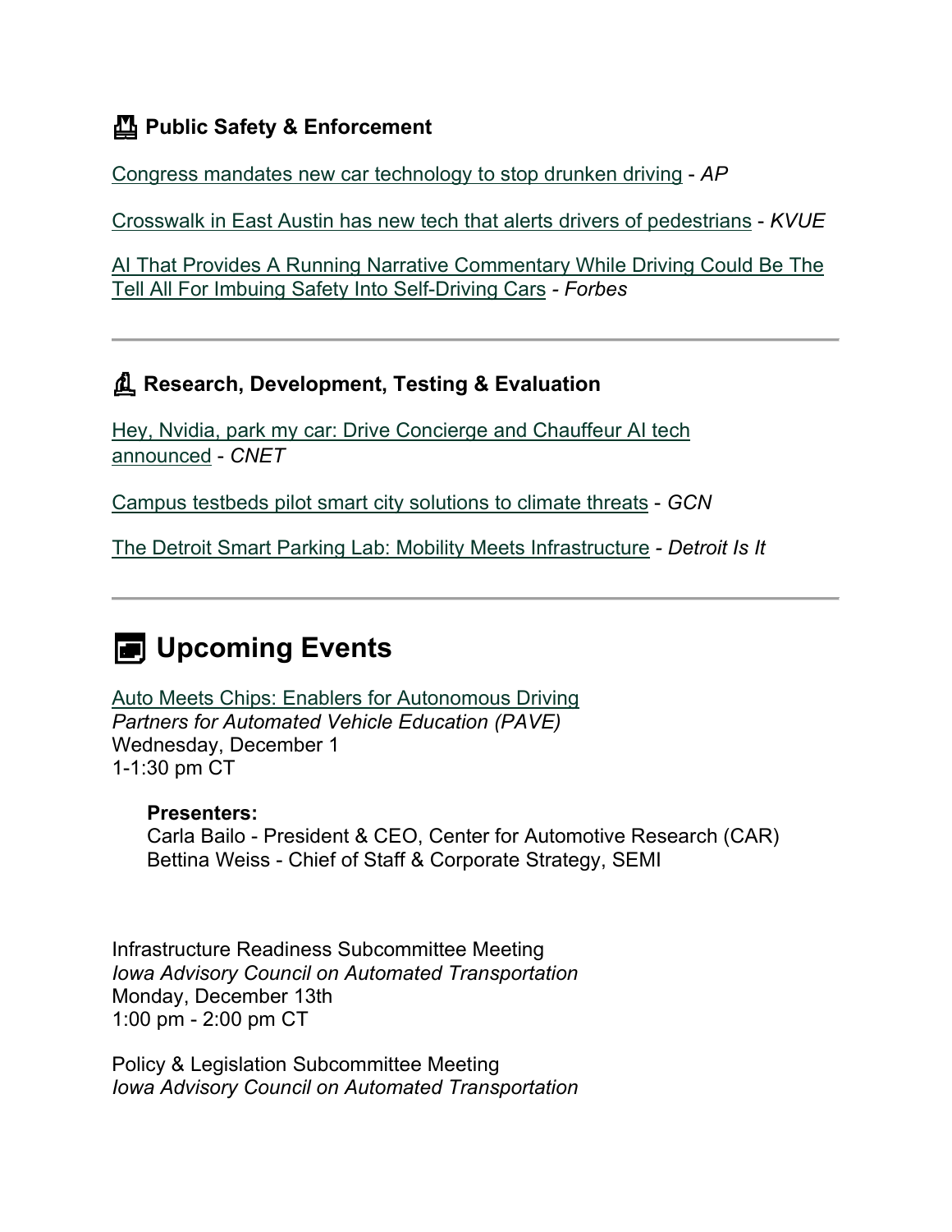### Public Safety & Enforcement

Congress mandates new car technology to stop drunken driving - *AP*

Crosswalk in East Austin has new tech that alerts drivers of pedestrians - *KVUE*

AI That Provides A Running Narrative Commentary While Driving Could Be The Tell All For Imbuing Safety Into Self-Driving Cars - *Forbes*

---

### Research, Development, Testing & Evaluation

Hey, Nvidia, park my car: Drive Concierge and Chauffeur AI tech announced - *CNET*

Campus testbeds pilot smart city solutions to climate threats - *GCN*

The Detroit Smart Parking Lab: Mobility Meets Infrastructure - *Detroit Is It*

---

## Upcoming Events

Auto Meets Chips: Enablers for Autonomous Driving
*Partners for Automated Vehicle Education (PAVE)*
Wednesday, December 1
1-1:30 pm CT

> **Presenters:**
> Carla Bailo - President & CEO, Center for Automotive Research (CAR)
> Bettina Weiss - Chief of Staff & Corporate Strategy, SEMI

Infrastructure Readiness Subcommittee Meeting
*Iowa Advisory Council on Automated Transportation*
Monday, December 13th
1:00 pm - 2:00 pm CT

Policy & Legislation Subcommittee Meeting
*Iowa Advisory Council on Automated Transportation*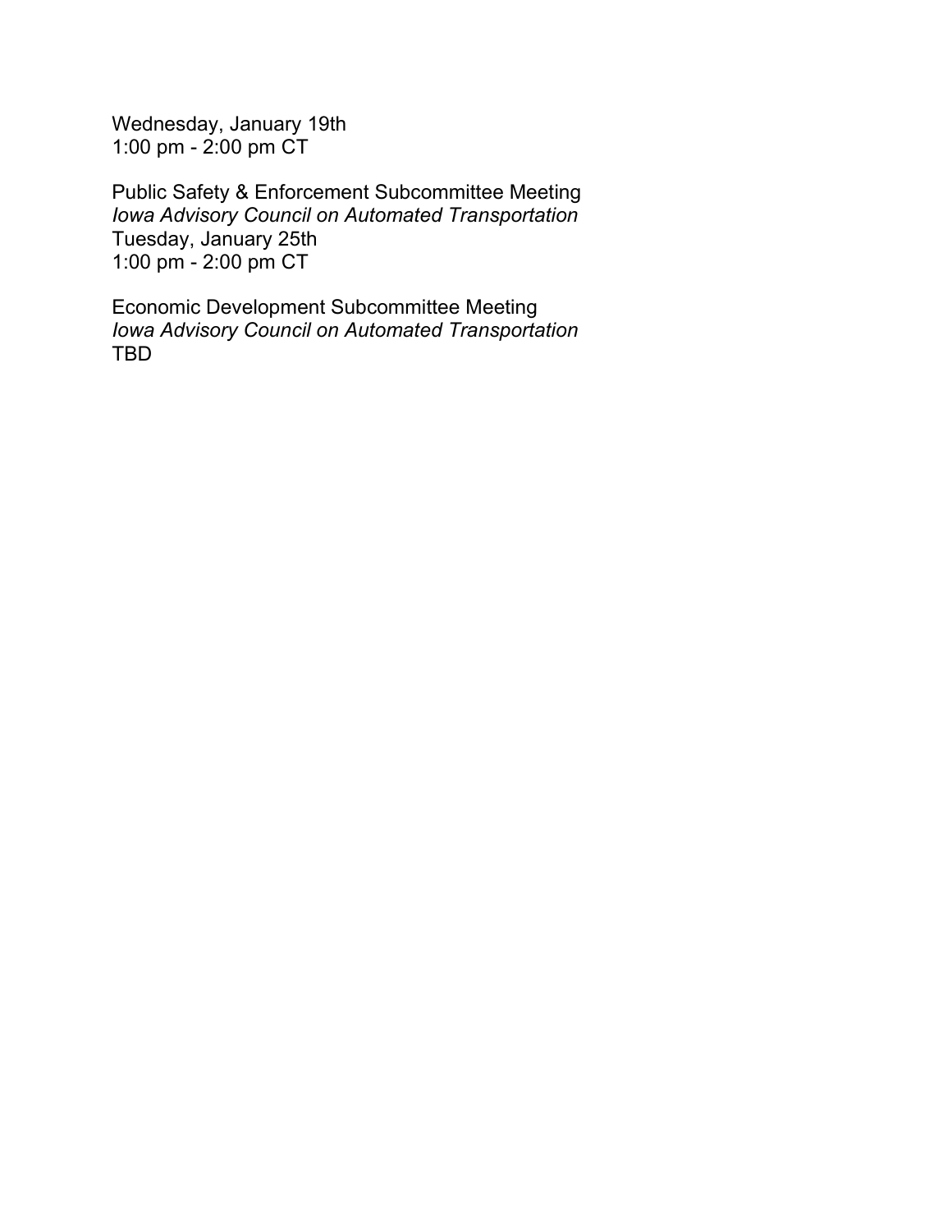Wednesday, January 19th
1:00 pm - 2:00 pm CT

Public Safety & Enforcement Subcommittee Meeting
*Iowa Advisory Council on Automated Transportation*
Tuesday, January 25th
1:00 pm - 2:00 pm CT

Economic Development Subcommittee Meeting
*Iowa Advisory Council on Automated Transportation*
TBD